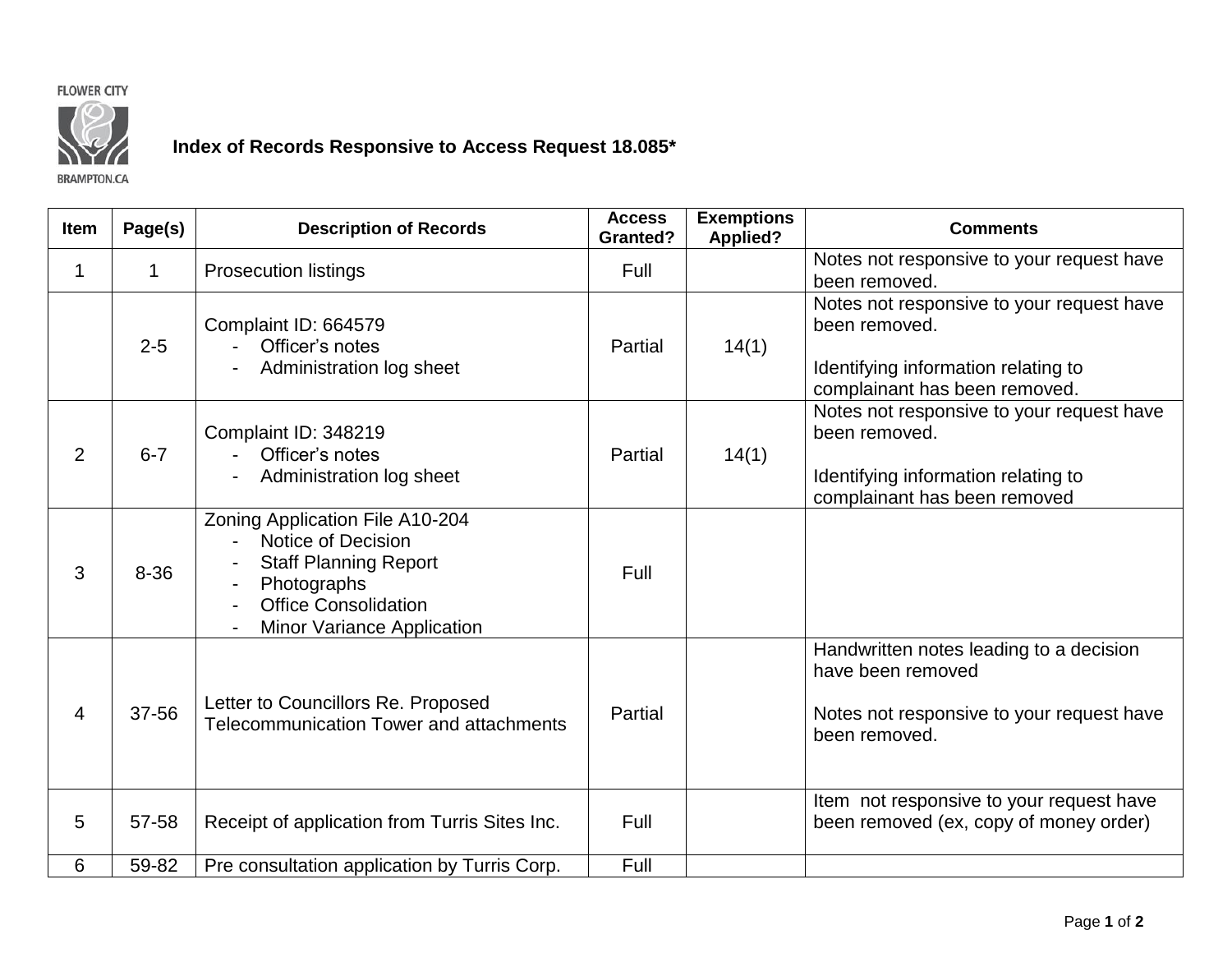FLOWER CITY

BRAMPTON.CA

**Index of Records Responsive to Access Request 18.085***

| Item | Page(s) | Description of Records | Access Granted? | Exemptions Applied? | Comments |
|---|---|---|---|---|---|
| 1 | 1 | Prosecution listings | Full | | Notes not responsive to your request have been removed. |
| | 2-5 | Complaint ID: 664579<br>- Officer's notes<br>- Administration log sheet | Partial | 14(1) | Notes not responsive to your request have been removed.<br><br>Identifying information relating to complainant has been removed. |
| 2 | 6-7 | Complaint ID: 348219<br>- Officer's notes<br>- Administration log sheet | Partial | 14(1) | Notes not responsive to your request have been removed.<br><br>Identifying information relating to complainant has been removed |
| 3 | 8-36 | Zoning Application File A10-204<br>- Notice of Decision<br>- Staff Planning Report<br>- Photographs<br>- Office Consolidation<br>- Minor Variance Application | Full | | |
| 4 | 37-56 | Letter to Councillors Re. Proposed Telecommunication Tower and attachments | Partial | | Handwritten notes leading to a decision have been removed<br><br>Notes not responsive to your request have been removed. |
| 5 | 57-58 | Receipt of application from Turris Sites Inc. | Full | | Item not responsive to your request have been removed (ex, copy of money order) |
| 6 | 59-82 | Pre consultation application by Turris Corp. | Full | | |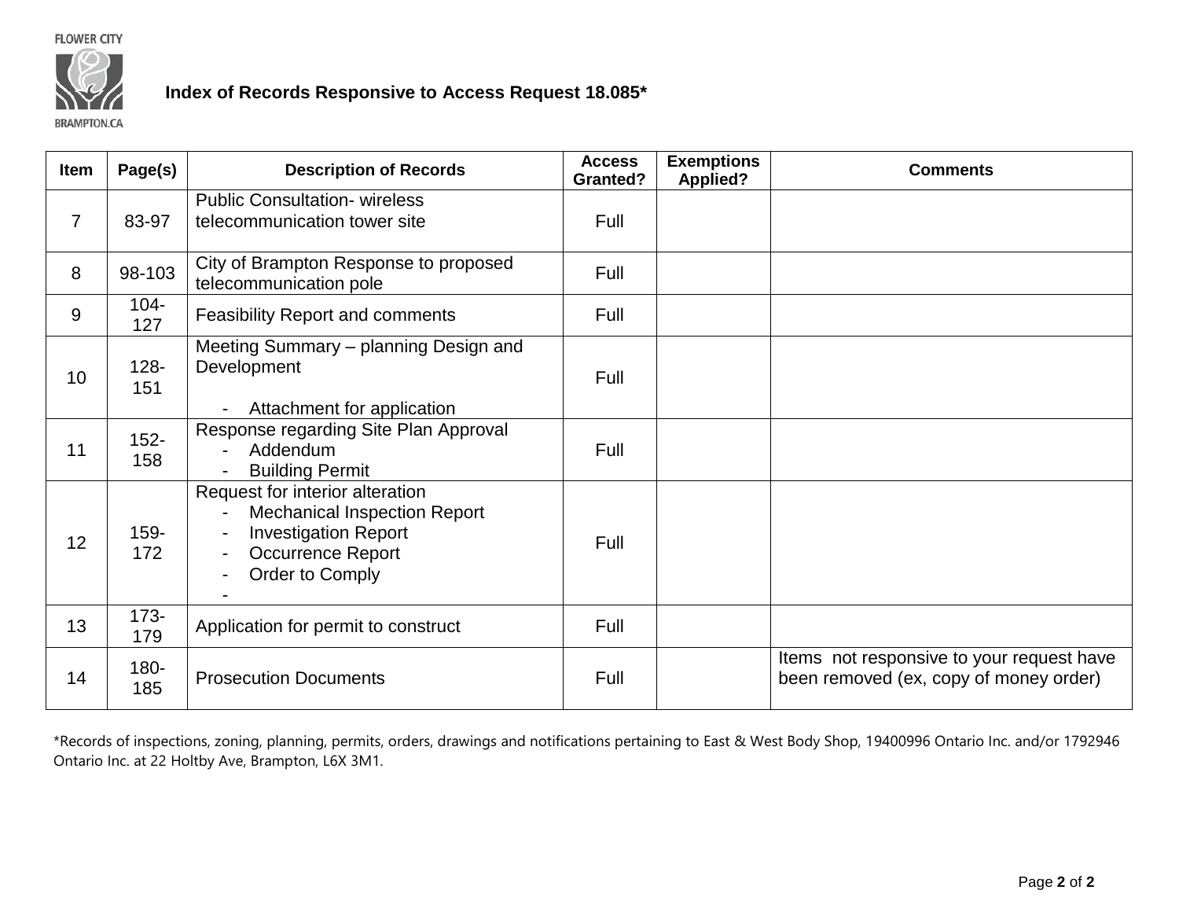FLOWER CITY

BRAMPTON.CA

## Index of Records Responsive to Access Request 18.085*

| Item | Page(s) | Description of Records | Access Granted? | Exemptions Applied? | Comments |
|---|---|---|---|---|---|
| 7 | 83-97 | Public Consultation- wireless telecommunication tower site | Full | | |
| 8 | 98-103 | City of Brampton Response to proposed telecommunication pole | Full | | |
| 9 | 104-127 | Feasibility Report and comments | Full | | |
| 10 | 128-151 | Meeting Summary – planning Design and Development<br><br>- Attachment for application | Full | | |
| 11 | 152-158 | Response regarding Site Plan Approval<br>- Addendum<br>- Building Permit | Full | | |
| 12 | 159-172 | Request for interior alteration<br>- Mechanical Inspection Report<br>- Investigation Report<br>- Occurrence Report<br>- Order to Comply<br>- | Full | | |
| 13 | 173-179 | Application for permit to construct | Full | | |
| 14 | 180-185 | Prosecution Documents | Full | | Items not responsive to your request have been removed (ex, copy of money order) |

*Records of inspections, zoning, planning, permits, orders, drawings and notifications pertaining to East & West Body Shop, 19400996 Ontario Inc. and/or 1792946 Ontario Inc. at 22 Holtby Ave, Brampton, L6X 3M1.